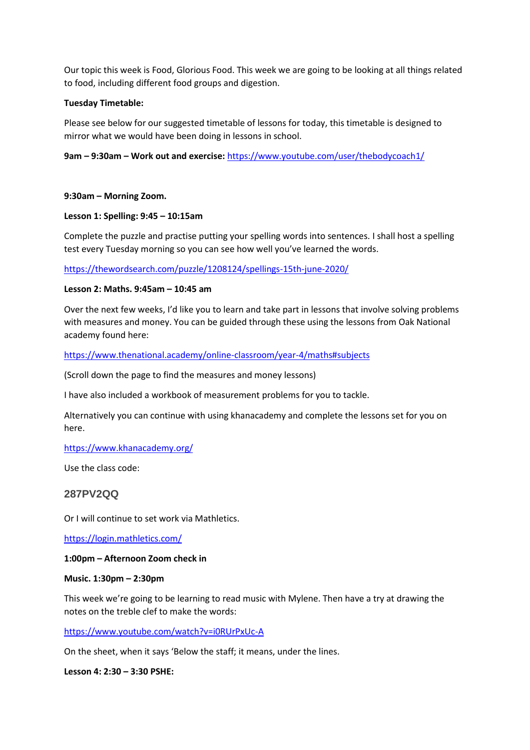Our topic this week is Food, Glorious Food. This week we are going to be looking at all things related to food, including different food groups and digestion.

**Tuesday Timetable:**

Please see below for our suggested timetable of lessons for today, this timetable is designed to mirror what we would have been doing in lessons in school.

**9am – 9:30am – Work out and exercise:** https://www.youtube.com/user/thebodycoach1/

**9:30am – Morning Zoom.**

**Lesson 1: Spelling: 9:45 – 10:15am**

Complete the puzzle and practise putting your spelling words into sentences. I shall host a spelling test every Tuesday morning so you can see how well you've learned the words.

https://thewordsearch.com/puzzle/1208124/spellings-15th-june-2020/

**Lesson 2: Maths. 9:45am – 10:45 am**

Over the next few weeks, I'd like you to learn and take part in lessons that involve solving problems with measures and money. You can be guided through these using the lessons from Oak National academy found here:

https://www.thenational.academy/online-classroom/year-4/maths#subjects

(Scroll down the page to find the measures and money lessons)

I have also included a workbook of measurement problems for you to tackle.

Alternatively you can continue with using khanacademy and complete the lessons set for you on here.

https://www.khanacademy.org/

Use the class code:

**287PV2QQ**

Or I will continue to set work via Mathletics.

https://login.mathletics.com/

**1:00pm – Afternoon Zoom check in**

**Music. 1:30pm – 2:30pm**

This week we're going to be learning to read music with Mylene. Then have a try at drawing the notes on the treble clef to make the words:

https://www.youtube.com/watch?v=i0RUrPxUc-A

On the sheet, when it says 'Below the staff; it means, under the lines.

**Lesson 4: 2:30 – 3:30 PSHE:**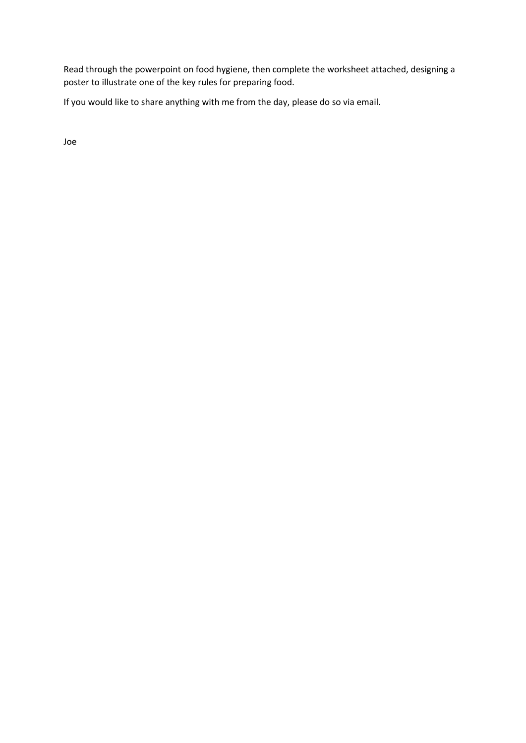Read through the powerpoint on food hygiene, then complete the worksheet attached, designing a poster to illustrate one of the key rules for preparing food.

If you would like to share anything with me from the day, please do so via email.

Joe